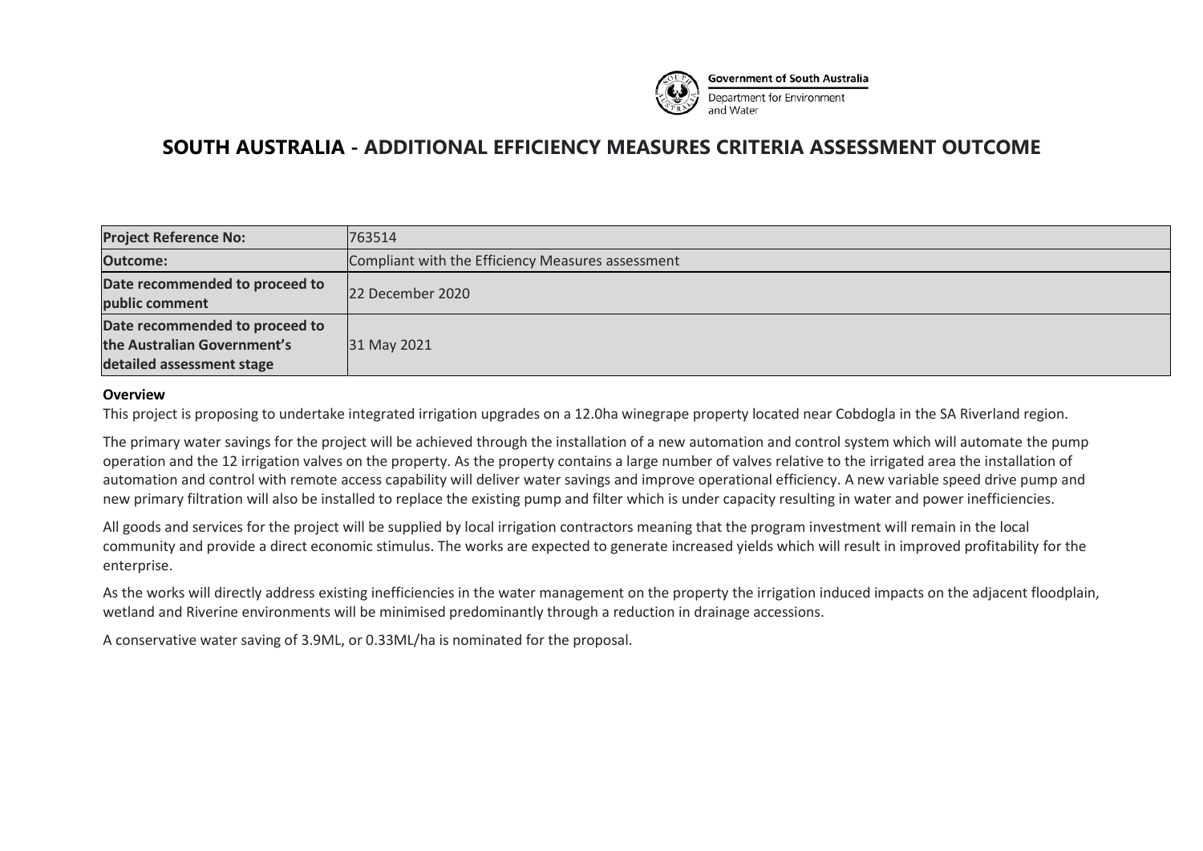Government of South Australia
Department for Environment and Water

# SOUTH AUSTRALIA - ADDITIONAL EFFICIENCY MEASURES CRITERIA ASSESSMENT OUTCOME

| **Project Reference No:** | 763514 |
|---|---|
| **Outcome:** | Compliant with the Efficiency Measures assessment |
| **Date recommended to proceed to public comment** | 22 December 2020 |
| **Date recommended to proceed to the Australian Government's detailed assessment stage** | 31 May 2021 |

**Overview**

This project is proposing to undertake integrated irrigation upgrades on a 12.0ha winegrape property located near Cobdogla in the SA Riverland region.

The primary water savings for the project will be achieved through the installation of a new automation and control system which will automate the pump operation and the 12 irrigation valves on the property. As the property contains a large number of valves relative to the irrigated area the installation of automation and control with remote access capability will deliver water savings and improve operational efficiency. A new variable speed drive pump and new primary filtration will also be installed to replace the existing pump and filter which is under capacity resulting in water and power inefficiencies.

All goods and services for the project will be supplied by local irrigation contractors meaning that the program investment will remain in the local community and provide a direct economic stimulus. The works are expected to generate increased yields which will result in improved profitability for the enterprise.

As the works will directly address existing inefficiencies in the water management on the property the irrigation induced impacts on the adjacent floodplain, wetland and Riverine environments will be minimised predominantly through a reduction in drainage accessions.

A conservative water saving of 3.9ML, or 0.33ML/ha is nominated for the proposal.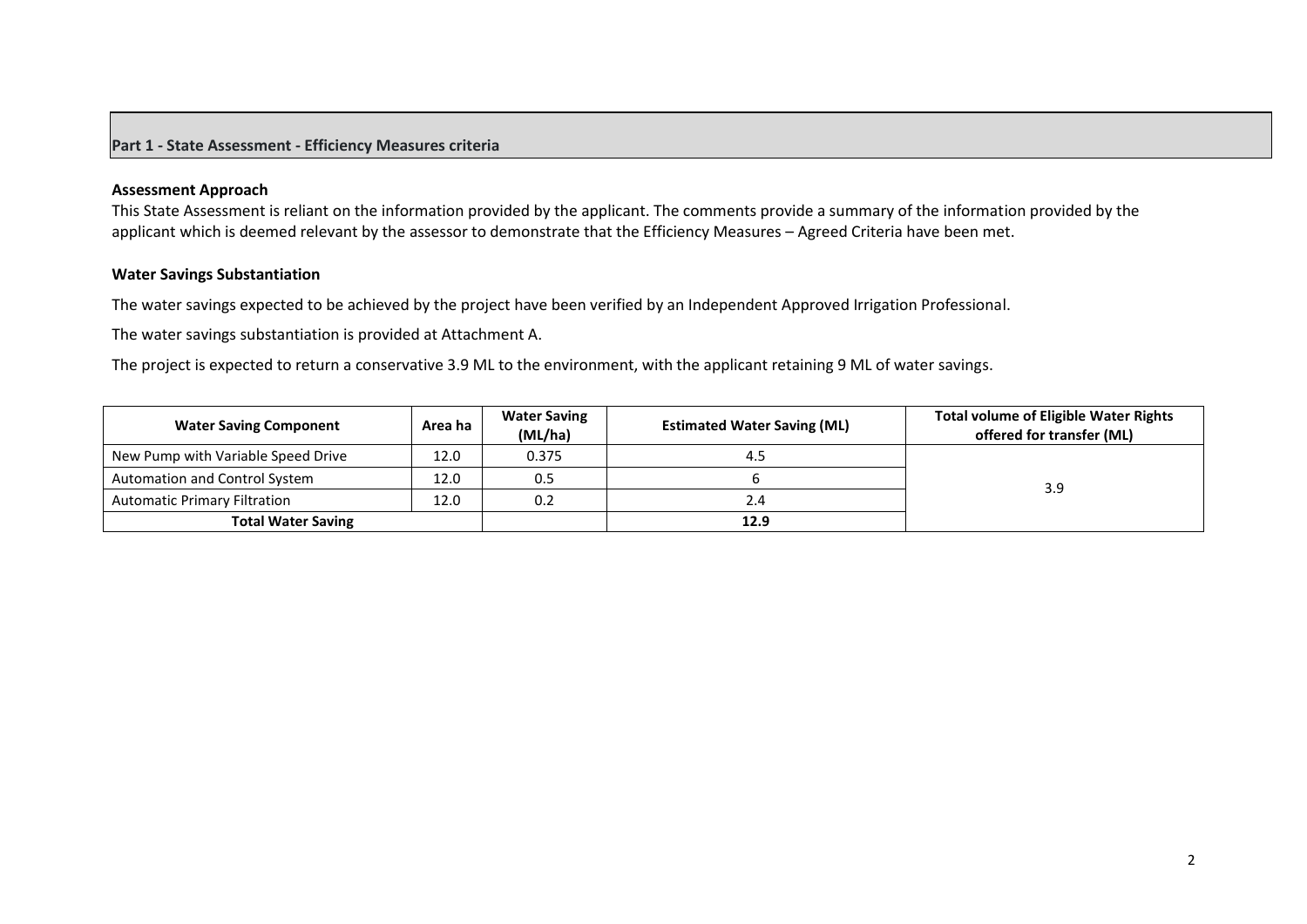## Part 1 - State Assessment - Efficiency Measures criteria

### Assessment Approach

This State Assessment is reliant on the information provided by the applicant. The comments provide a summary of the information provided by the applicant which is deemed relevant by the assessor to demonstrate that the Efficiency Measures – Agreed Criteria have been met.

### Water Savings Substantiation

The water savings expected to be achieved by the project have been verified by an Independent Approved Irrigation Professional.

The water savings substantiation is provided at Attachment A.

The project is expected to return a conservative 3.9 ML to the environment, with the applicant retaining 9 ML of water savings.

| Water Saving Component | Area ha | Water Saving (ML/ha) | Estimated Water Saving (ML) | Total volume of Eligible Water Rights offered for transfer (ML) |
|---|---|---|---|---|
| New Pump with Variable Speed Drive | 12.0 | 0.375 | 4.5 | 3.9 |
| Automation and Control System | 12.0 | 0.5 | 6 | |
| Automatic Primary Filtration | 12.0 | 0.2 | 2.4 | |
| **Total Water Saving** | | | **12.9** | |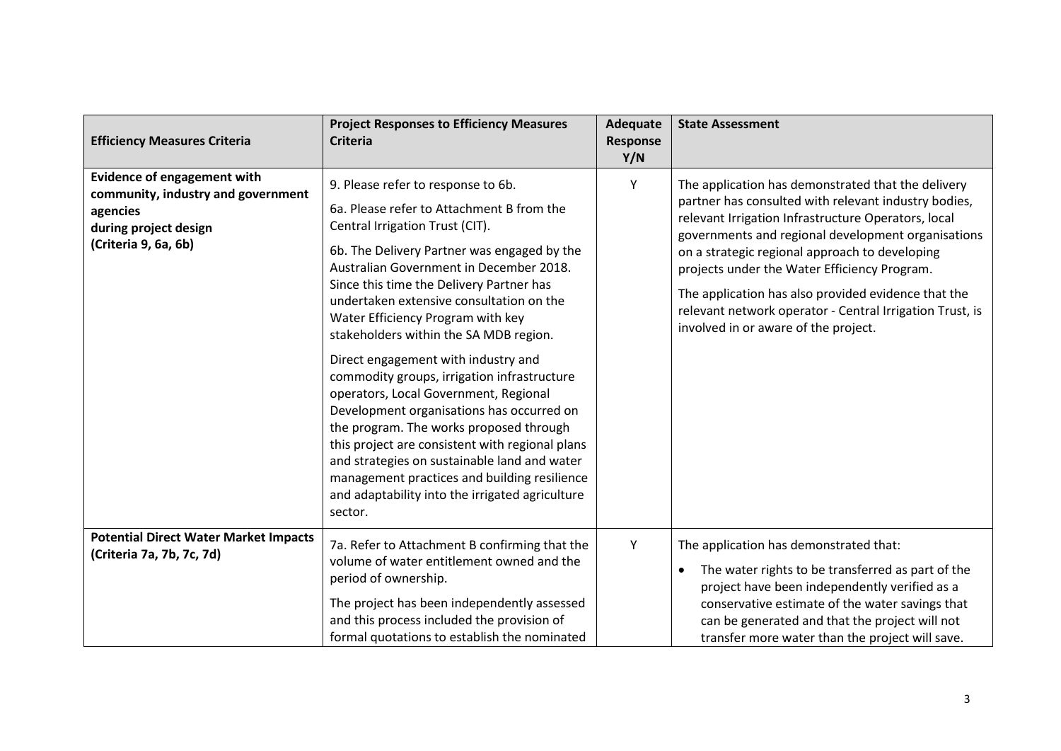| Efficiency Measures Criteria | Project Responses to Efficiency Measures Criteria | Adequate Response Y/N | State Assessment |
|---|---|---|---|
| **Evidence of engagement with community, industry and government agencies during project design (Criteria 9, 6a, 6b)** | 9. Please refer to response to 6b.<br><br>6a. Please refer to Attachment B from the Central Irrigation Trust (CIT).<br><br>6b. The Delivery Partner was engaged by the Australian Government in December 2018. Since this time the Delivery Partner has undertaken extensive consultation on the Water Efficiency Program with key stakeholders within the SA MDB region.<br><br>Direct engagement with industry and commodity groups, irrigation infrastructure operators, Local Government, Regional Development organisations has occurred on the program. The works proposed through this project are consistent with regional plans and strategies on sustainable land and water management practices and building resilience and adaptability into the irrigated agriculture sector. | Y | The application has demonstrated that the delivery partner has consulted with relevant industry bodies, relevant Irrigation Infrastructure Operators, local governments and regional development organisations on a strategic regional approach to developing projects under the Water Efficiency Program.<br><br>The application has also provided evidence that the relevant network operator - Central Irrigation Trust, is involved in or aware of the project. |
| **Potential Direct Water Market Impacts (Criteria 7a, 7b, 7c, 7d)** | 7a. Refer to Attachment B confirming that the volume of water entitlement owned and the period of ownership.<br><br>The project has been independently assessed and this process included the provision of formal quotations to establish the nominated | Y | The application has demonstrated that:<br><br>• The water rights to be transferred as part of the project have been independently verified as a conservative estimate of the water savings that can be generated and that the project will not transfer more water than the project will save. |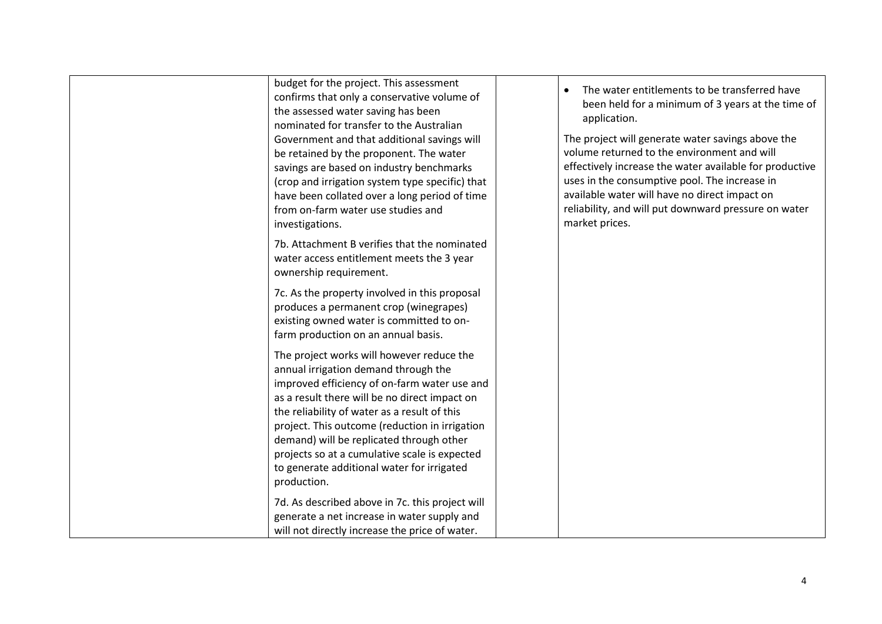| | | | |
|---|---|---|---|
| | budget for the project. This assessment confirms that only a conservative volume of the assessed water saving has been nominated for transfer to the Australian Government and that additional savings will be retained by the proponent. The water savings are based on industry benchmarks (crop and irrigation system type specific) that have been collated over a long period of time from on-farm water use studies and investigations.<br><br>7b. Attachment B verifies that the nominated water access entitlement meets the 3 year ownership requirement.<br><br>7c. As the property involved in this proposal produces a permanent crop (winegrapes) existing owned water is committed to on-farm production on an annual basis.<br><br>The project works will however reduce the annual irrigation demand through the improved efficiency of on-farm water use and as a result there will be no direct impact on the reliability of water as a result of this project. This outcome (reduction in irrigation demand) will be replicated through other projects so at a cumulative scale is expected to generate additional water for irrigated production.<br><br>7d. As described above in 7c. this project will generate a net increase in water supply and will not directly increase the price of water. | | • The water entitlements to be transferred have been held for a minimum of 3 years at the time of application.<br><br>The project will generate water savings above the volume returned to the environment and will effectively increase the water available for productive uses in the consumptive pool. The increase in available water will have no direct impact on reliability, and will put downward pressure on water market prices. |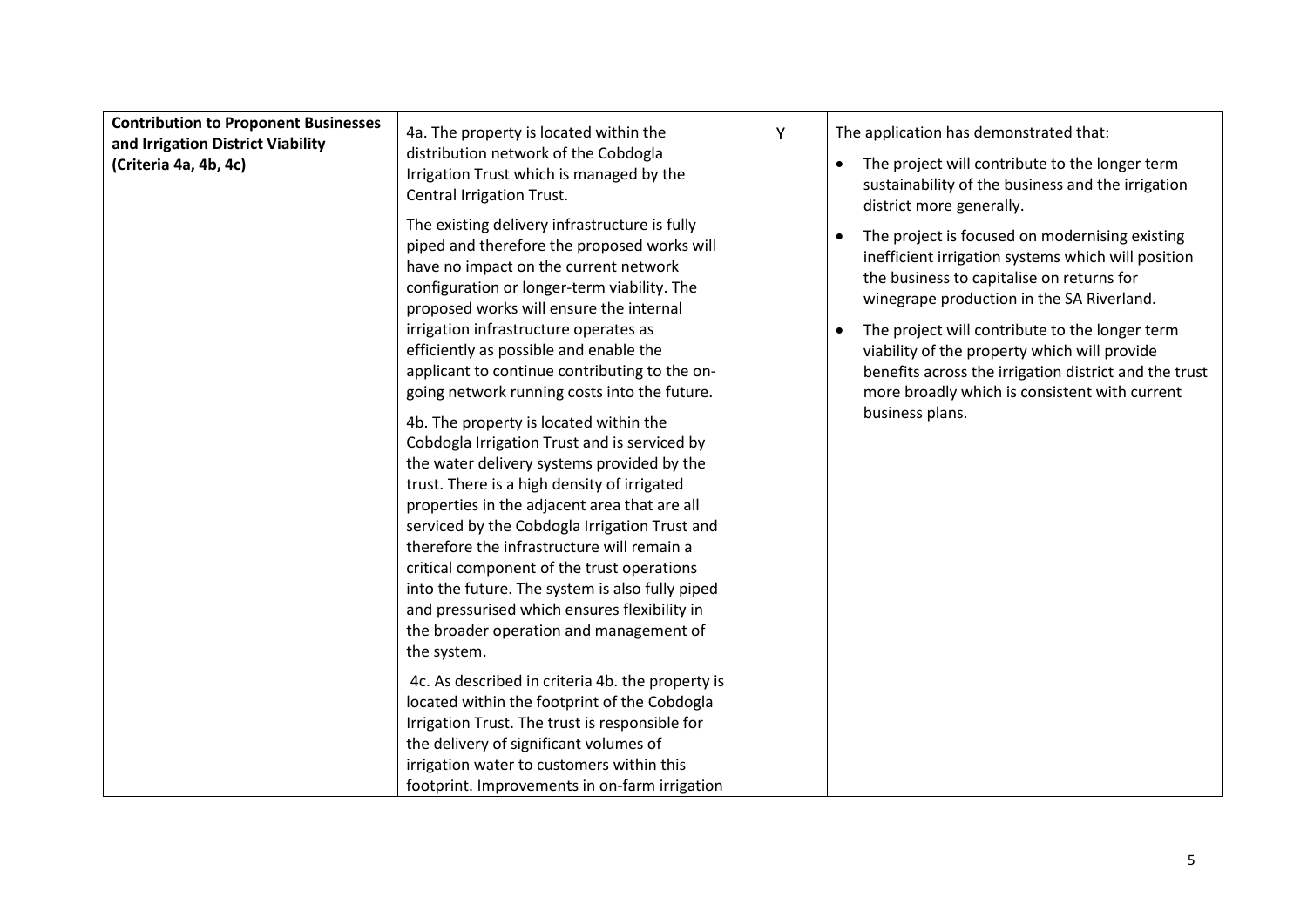| **Contribution to Proponent Businesses and Irrigation District Viability (Criteria 4a, 4b, 4c)** | 4a. The property is located within the distribution network of the Cobdogla Irrigation Trust which is managed by the Central Irrigation Trust.<br><br>The existing delivery infrastructure is fully piped and therefore the proposed works will have no impact on the current network configuration or longer-term viability. The proposed works will ensure the internal irrigation infrastructure operates as efficiently as possible and enable the applicant to continue contributing to the on-going network running costs into the future.<br><br>4b. The property is located within the Cobdogla Irrigation Trust and is serviced by the water delivery systems provided by the trust. There is a high density of irrigated properties in the adjacent area that are all serviced by the Cobdogla Irrigation Trust and therefore the infrastructure will remain a critical component of the trust operations into the future. The system is also fully piped and pressurised which ensures flexibility in the broader operation and management of the system.<br><br>4c. As described in criteria 4b. the property is located within the footprint of the Cobdogla Irrigation Trust. The trust is responsible for the delivery of significant volumes of irrigation water to customers within this footprint. Improvements in on-farm irrigation | Y | The application has demonstrated that:<br><br>• The project will contribute to the longer term sustainability of the business and the irrigation district more generally.<br><br>• The project is focused on modernising existing inefficient irrigation systems which will position the business to capitalise on returns for winegrape production in the SA Riverland.<br><br>• The project will contribute to the longer term viability of the property which will provide benefits across the irrigation district and the trust more broadly which is consistent with current business plans. |
|---|---|---|---|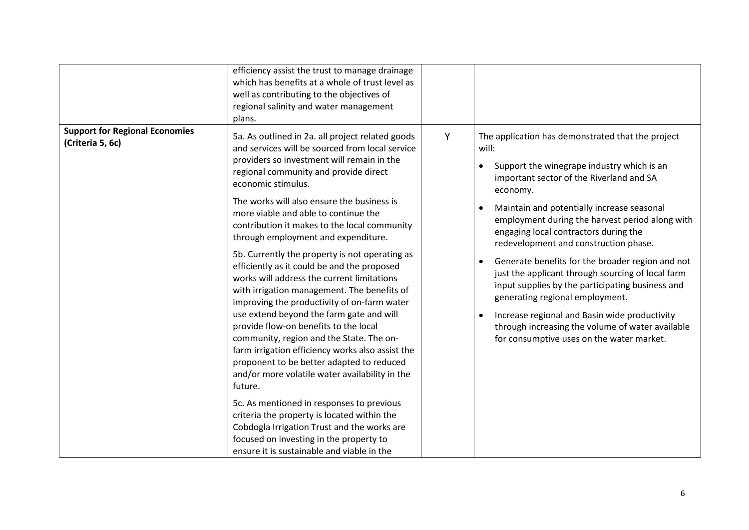| | | | |
|---|---|---|---|
| | efficiency assist the trust to manage drainage which has benefits at a whole of trust level as well as contributing to the objectives of regional salinity and water management plans. | | |
| **Support for Regional Economies (Criteria 5, 6c)** | 5a. As outlined in 2a. all project related goods and services will be sourced from local service providers so investment will remain in the regional community and provide direct economic stimulus.<br><br>The works will also ensure the business is more viable and able to continue the contribution it makes to the local community through employment and expenditure.<br><br>5b. Currently the property is not operating as efficiently as it could be and the proposed works will address the current limitations with irrigation management. The benefits of improving the productivity of on-farm water use extend beyond the farm gate and will provide flow-on benefits to the local community, region and the State. The on-farm irrigation efficiency works also assist the proponent to be better adapted to reduced and/or more volatile water availability in the future.<br><br>5c. As mentioned in responses to previous criteria the property is located within the Cobdogla Irrigation Trust and the works are focused on investing in the property to ensure it is sustainable and viable in the | Y | The application has demonstrated that the project will:<br><br>• Support the winegrape industry which is an important sector of the Riverland and SA economy.<br><br>• Maintain and potentially increase seasonal employment during the harvest period along with engaging local contractors during the redevelopment and construction phase.<br><br>• Generate benefits for the broader region and not just the applicant through sourcing of local farm input supplies by the participating business and generating regional employment.<br><br>• Increase regional and Basin wide productivity through increasing the volume of water available for consumptive uses on the water market. |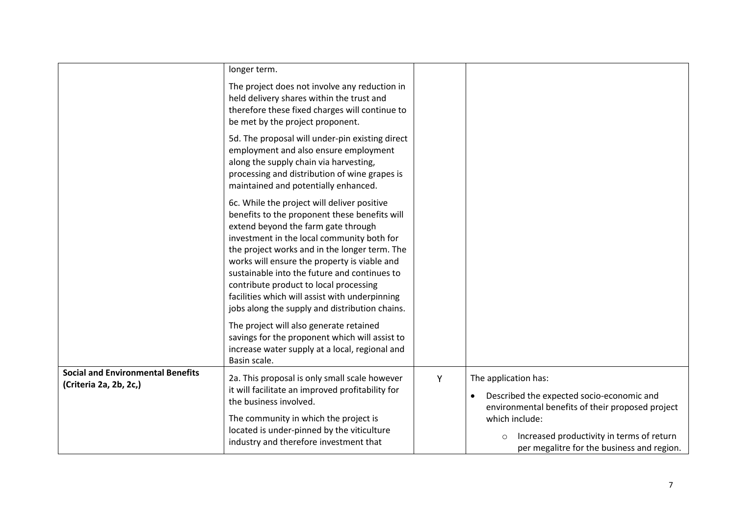| | | | |
|---|---|---|---|
| | longer term.<br><br>The project does not involve any reduction in held delivery shares within the trust and therefore these fixed charges will continue to be met by the project proponent.<br><br>5d. The proposal will under-pin existing direct employment and also ensure employment along the supply chain via harvesting, processing and distribution of wine grapes is maintained and potentially enhanced.<br><br>6c. While the project will deliver positive benefits to the proponent these benefits will extend beyond the farm gate through investment in the local community both for the project works and in the longer term. The works will ensure the property is viable and sustainable into the future and continues to contribute product to local processing facilities which will assist with underpinning jobs along the supply and distribution chains.<br><br>The project will also generate retained savings for the proponent which will assist to increase water supply at a local, regional and Basin scale. | | |
| **Social and Environmental Benefits (Criteria 2a, 2b, 2c,)** | 2a. This proposal is only small scale however it will facilitate an improved profitability for the business involved.<br><br>The community in which the project is located is under-pinned by the viticulture industry and therefore investment that | Y | The application has:<br><br>• Described the expected socio-economic and environmental benefits of their proposed project which include:<br><br>  ○ Increased productivity in terms of return per megalitre for the business and region. |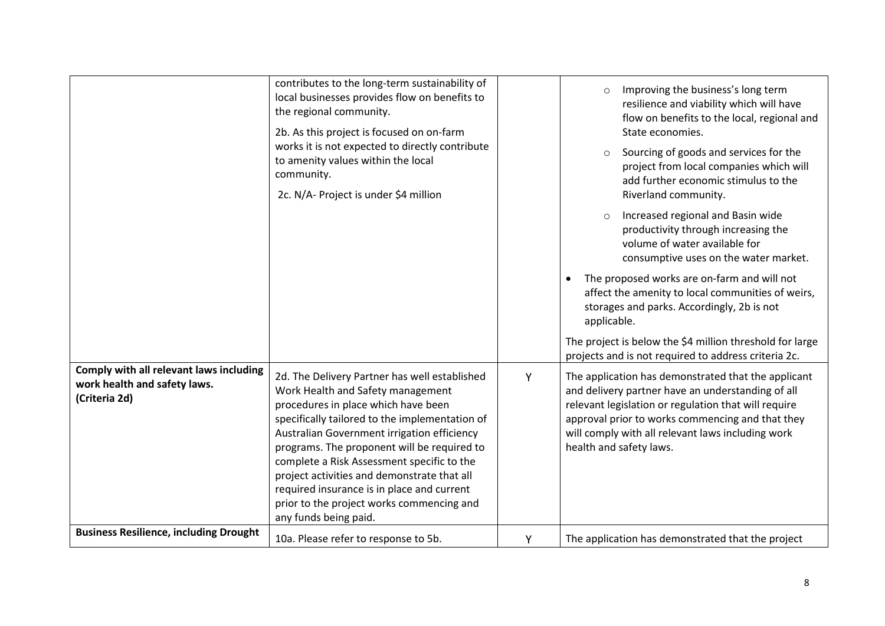| | | | |
|---|---|---|---|
| | contributes to the long-term sustainability of local businesses provides flow on benefits to the regional community.<br><br>2b. As this project is focused on on-farm works it is not expected to directly contribute to amenity values within the local community.<br><br>2c. N/A- Project is under $4 million | | ○ Improving the business's long term resilience and viability which will have flow on benefits to the local, regional and State economies.<br><br>○ Sourcing of goods and services for the project from local companies which will add further economic stimulus to the Riverland community.<br><br>○ Increased regional and Basin wide productivity through increasing the volume of water available for consumptive uses on the water market.<br><br>• The proposed works are on-farm and will not affect the amenity to local communities of weirs, storages and parks. Accordingly, 2b is not applicable.<br><br>The project is below the $4 million threshold for large projects and is not required to address criteria 2c. |
| **Comply with all relevant laws including work health and safety laws. (Criteria 2d)** | 2d. The Delivery Partner has well established Work Health and Safety management procedures in place which have been specifically tailored to the implementation of Australian Government irrigation efficiency programs. The proponent will be required to complete a Risk Assessment specific to the project activities and demonstrate that all required insurance is in place and current prior to the project works commencing and any funds being paid. | Y | The application has demonstrated that the applicant and delivery partner have an understanding of all relevant legislation or regulation that will require approval prior to works commencing and that they will comply with all relevant laws including work health and safety laws. |
| **Business Resilience, including Drought** | 10a. Please refer to response to 5b. | Y | The application has demonstrated that the project |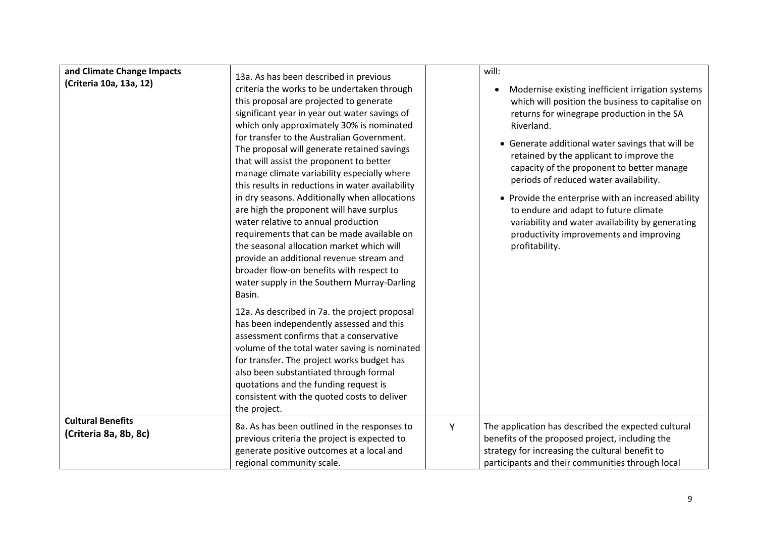| and Climate Change Impacts (Criteria 10a, 13a, 12) | 13a. As has been described in previous criteria the works to be undertaken through this proposal are projected to generate significant year in year out water savings of which only approximately 30% is nominated for transfer to the Australian Government. The proposal will generate retained savings that will assist the proponent to better manage climate variability especially where this results in reductions in water availability in dry seasons. Additionally when allocations are high the proponent will have surplus water relative to annual production requirements that can be made available on the seasonal allocation market which will provide an additional revenue stream and broader flow-on benefits with respect to water supply in the Southern Murray-Darling Basin.<br><br>12a. As described in 7a. the project proposal has been independently assessed and this assessment confirms that a conservative volume of the total water saving is nominated for transfer. The project works budget has also been substantiated through formal quotations and the funding request is consistent with the quoted costs to deliver the project. | | will:<br>• Modernise existing inefficient irrigation systems which will position the business to capitalise on returns for winegrape production in the SA Riverland.<br>• Generate additional water savings that will be retained by the applicant to improve the capacity of the proponent to better manage periods of reduced water availability.<br>• Provide the enterprise with an increased ability to endure and adapt to future climate variability and water availability by generating productivity improvements and improving profitability. |
|---|---|---|---|
| **Cultural Benefits (Criteria 8a, 8b, 8c)** | 8a. As has been outlined in the responses to previous criteria the project is expected to generate positive outcomes at a local and regional community scale. | Y | The application has described the expected cultural benefits of the proposed project, including the strategy for increasing the cultural benefit to participants and their communities through local |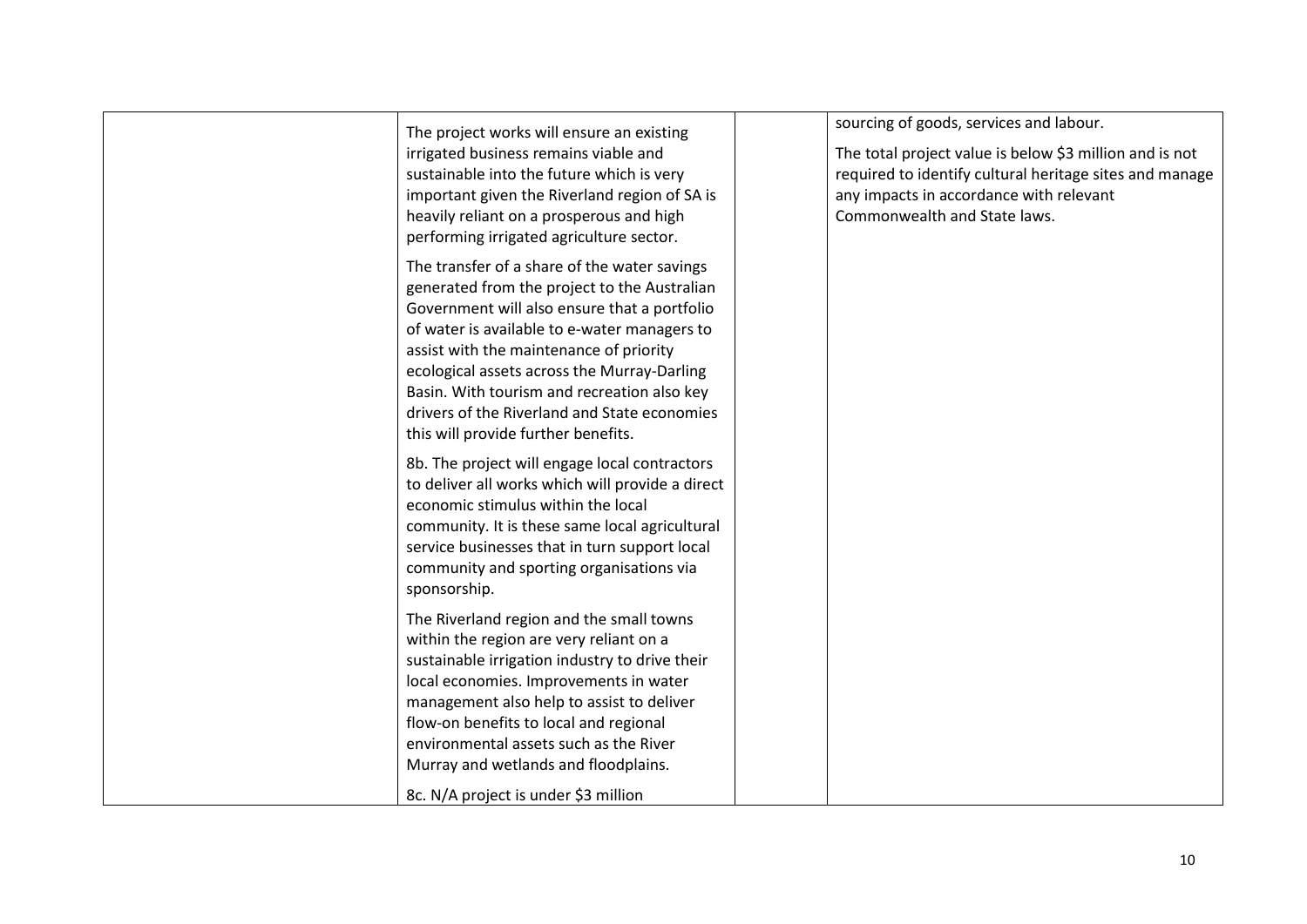|  |  |  |  |
|---|---|---|---|
|  | The project works will ensure an existing irrigated business remains viable and sustainable into the future which is very important given the Riverland region of SA is heavily reliant on a prosperous and high performing irrigated agriculture sector.<br><br>The transfer of a share of the water savings generated from the project to the Australian Government will also ensure that a portfolio of water is available to e-water managers to assist with the maintenance of priority ecological assets across the Murray-Darling Basin. With tourism and recreation also key drivers of the Riverland and State economies this will provide further benefits.<br><br>8b. The project will engage local contractors to deliver all works which will provide a direct economic stimulus within the local community. It is these same local agricultural service businesses that in turn support local community and sporting organisations via sponsorship.<br><br>The Riverland region and the small towns within the region are very reliant on a sustainable irrigation industry to drive their local economies. Improvements in water management also help to assist to deliver flow-on benefits to local and regional environmental assets such as the River Murray and wetlands and floodplains.<br><br>8c. N/A project is under $3 million |  | sourcing of goods, services and labour.<br><br>The total project value is below $3 million and is not required to identify cultural heritage sites and manage any impacts in accordance with relevant Commonwealth and State laws. |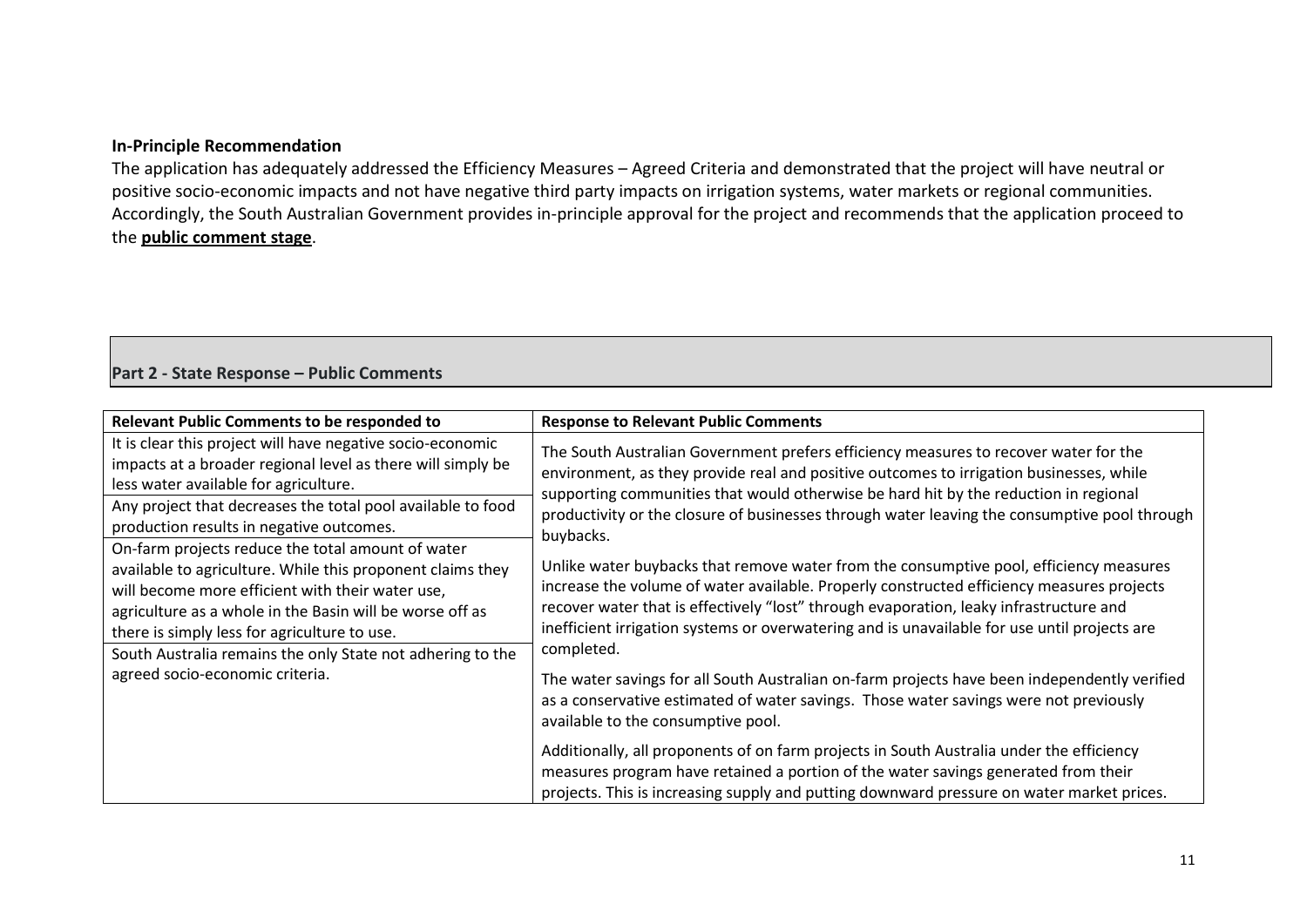**In-Principle Recommendation**

The application has adequately addressed the Efficiency Measures – Agreed Criteria and demonstrated that the project will have neutral or positive socio-economic impacts and not have negative third party impacts on irrigation systems, water markets or regional communities. Accordingly, the South Australian Government provides in-principle approval for the project and recommends that the application proceed to the **public comment stage**.

## Part 2 - State Response – Public Comments

| Relevant Public Comments to be responded to | Response to Relevant Public Comments |
|---|---|
| It is clear this project will have negative socio-economic impacts at a broader regional level as there will simply be less water available for agriculture.<br><br>Any project that decreases the total pool available to food production results in negative outcomes.<br><br>On-farm projects reduce the total amount of water available to agriculture. While this proponent claims they will become more efficient with their water use, agriculture as a whole in the Basin will be worse off as there is simply less for agriculture to use.<br><br>South Australia remains the only State not adhering to the agreed socio-economic criteria. | The South Australian Government prefers efficiency measures to recover water for the environment, as they provide real and positive outcomes to irrigation businesses, while supporting communities that would otherwise be hard hit by the reduction in regional productivity or the closure of businesses through water leaving the consumptive pool through buybacks.<br><br>Unlike water buybacks that remove water from the consumptive pool, efficiency measures increase the volume of water available. Properly constructed efficiency measures projects recover water that is effectively "lost" through evaporation, leaky infrastructure and inefficient irrigation systems or overwatering and is unavailable for use until projects are completed.<br><br>The water savings for all South Australian on-farm projects have been independently verified as a conservative estimated of water savings. Those water savings were not previously available to the consumptive pool.<br><br>Additionally, all proponents of on farm projects in South Australia under the efficiency measures program have retained a portion of the water savings generated from their projects. This is increasing supply and putting downward pressure on water market prices. |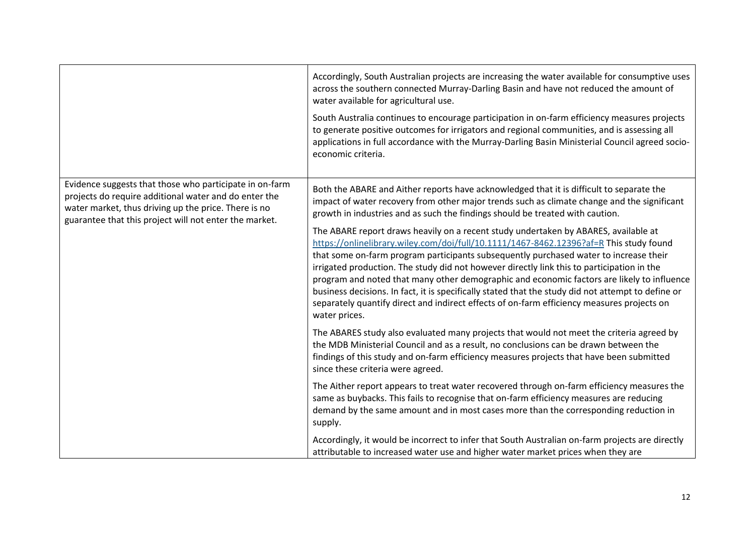| | |
|---|---|
| | Accordingly, South Australian projects are increasing the water available for consumptive uses across the southern connected Murray-Darling Basin and have not reduced the amount of water available for agricultural use.<br><br>South Australia continues to encourage participation in on-farm efficiency measures projects to generate positive outcomes for irrigators and regional communities, and is assessing all applications in full accordance with the Murray-Darling Basin Ministerial Council agreed socio-economic criteria. |
| Evidence suggests that those who participate in on-farm projects do require additional water and do enter the water market, thus driving up the price. There is no guarantee that this project will not enter the market. | Both the ABARE and Aither reports have acknowledged that it is difficult to separate the impact of water recovery from other major trends such as climate change and the significant growth in industries and as such the findings should be treated with caution.<br><br>The ABARE report draws heavily on a recent study undertaken by ABARES, available at https://onlinelibrary.wiley.com/doi/full/10.1111/1467-8462.12396?af=R This study found that some on-farm program participants subsequently purchased water to increase their irrigated production. The study did not however directly link this to participation in the program and noted that many other demographic and economic factors are likely to influence business decisions. In fact, it is specifically stated that the study did not attempt to define or separately quantify direct and indirect effects of on-farm efficiency measures projects on water prices.<br><br>The ABARES study also evaluated many projects that would not meet the criteria agreed by the MDB Ministerial Council and as a result, no conclusions can be drawn between the findings of this study and on-farm efficiency measures projects that have been submitted since these criteria were agreed.<br><br>The Aither report appears to treat water recovered through on-farm efficiency measures the same as buybacks. This fails to recognise that on-farm efficiency measures are reducing demand by the same amount and in most cases more than the corresponding reduction in supply.<br><br>Accordingly, it would be incorrect to infer that South Australian on-farm projects are directly attributable to increased water use and higher water market prices when they are |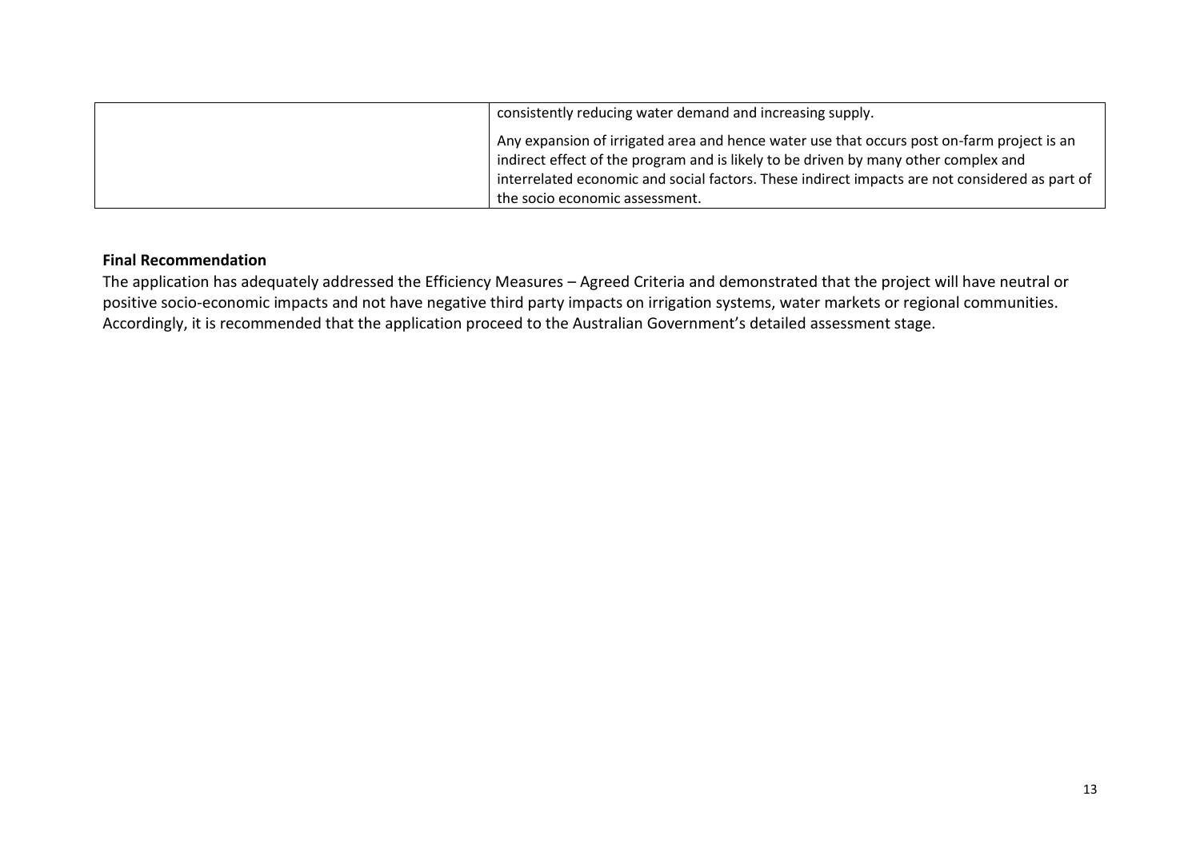|  |  |
| --- | --- |
|  | consistently reducing water demand and increasing supply.<br><br>Any expansion of irrigated area and hence water use that occurs post on-farm project is an indirect effect of the program and is likely to be driven by many other complex and interrelated economic and social factors. These indirect impacts are not considered as part of the socio economic assessment. |

**Final Recommendation**

The application has adequately addressed the Efficiency Measures – Agreed Criteria and demonstrated that the project will have neutral or positive socio-economic impacts and not have negative third party impacts on irrigation systems, water markets or regional communities. Accordingly, it is recommended that the application proceed to the Australian Government's detailed assessment stage.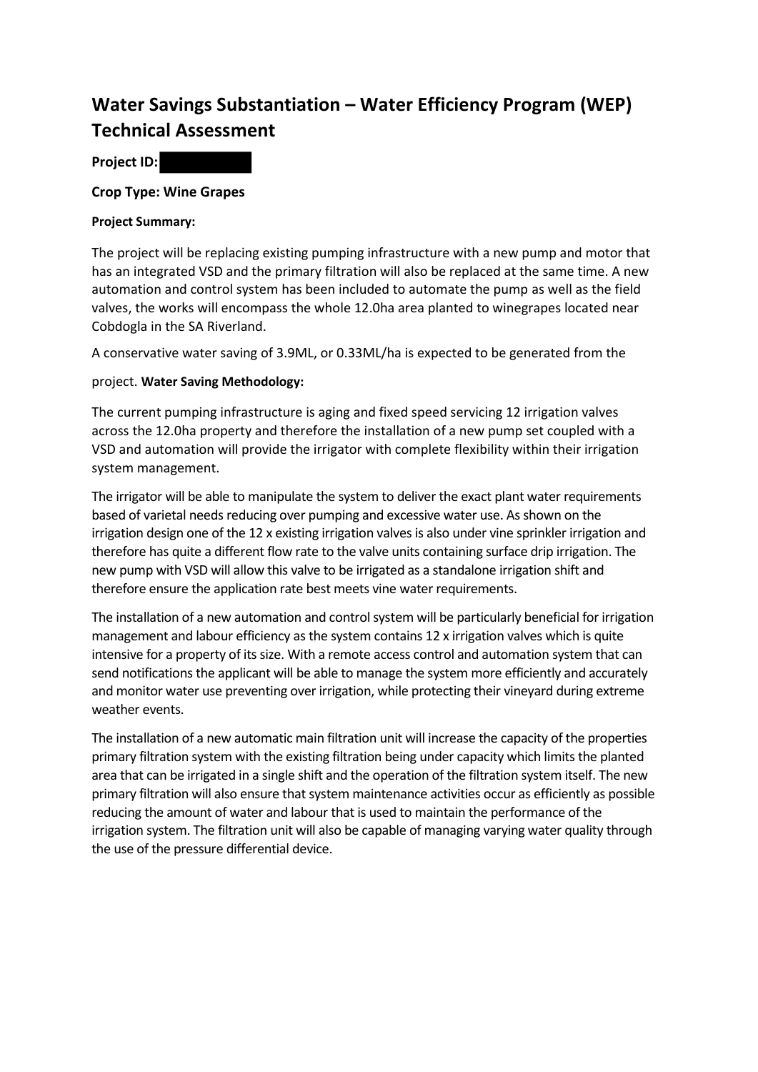# Water Savings Substantiation – Water Efficiency Program (WEP) Technical Assessment

**Project ID:**

**Crop Type: Wine Grapes**

**Project Summary:**

The project will be replacing existing pumping infrastructure with a new pump and motor that has an integrated VSD and the primary filtration will also be replaced at the same time. A new automation and control system has been included to automate the pump as well as the field valves, the works will encompass the whole 12.0ha area planted to winegrapes located near Cobdogla in the SA Riverland.

A conservative water saving of 3.9ML, or 0.33ML/ha is expected to be generated from the project.

**Water Saving Methodology:**

The current pumping infrastructure is aging and fixed speed servicing 12 irrigation valves across the 12.0ha property and therefore the installation of a new pump set coupled with a VSD and automation will provide the irrigator with complete flexibility within their irrigation system management.

The irrigator will be able to manipulate the system to deliver the exact plant water requirements based of varietal needs reducing over pumping and excessive water use. As shown on the irrigation design one of the 12 x existing irrigation valves is also under vine sprinkler irrigation and therefore has quite a different flow rate to the valve units containing surface drip irrigation. The new pump with VSD will allow this valve to be irrigated as a standalone irrigation shift and therefore ensure the application rate best meets vine water requirements.

The installation of a new automation and control system will be particularly beneficial for irrigation management and labour efficiency as the system contains 12 x irrigation valves which is quite intensive for a property of its size. With a remote access control and automation system that can send notifications the applicant will be able to manage the system more efficiently and accurately and monitor water use preventing over irrigation, while protecting their vineyard during extreme weather events.

The installation of a new automatic main filtration unit will increase the capacity of the properties primary filtration system with the existing filtration being under capacity which limits the planted area that can be irrigated in a single shift and the operation of the filtration system itself. The new primary filtration will also ensure that system maintenance activities occur as efficiently as possible reducing the amount of water and labour that is used to maintain the performance of the irrigation system. The filtration unit will also be capable of managing varying water quality through the use of the pressure differential device.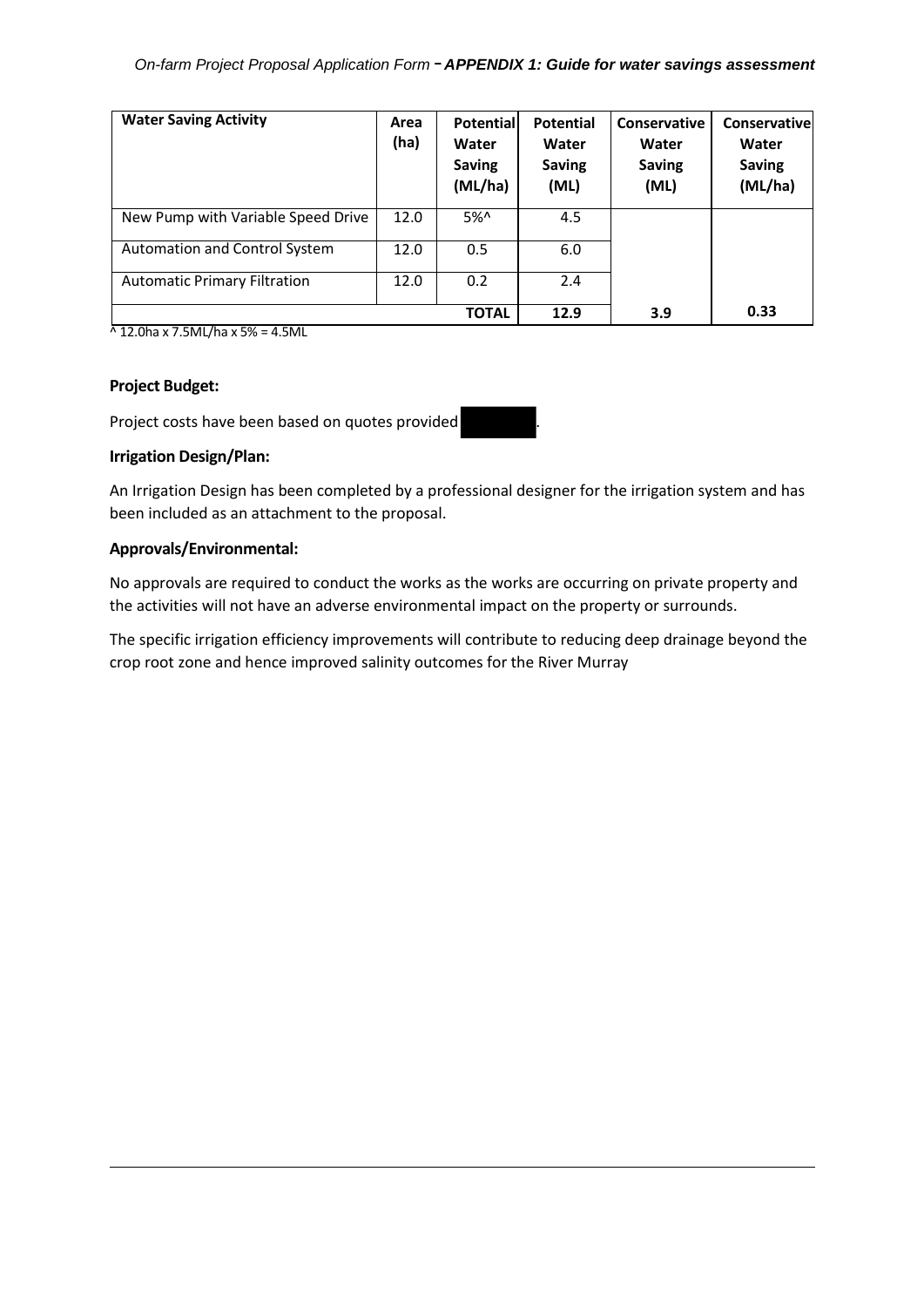| Water Saving Activity | Area (ha) | Potential Water Saving (ML/ha) | Potential Water Saving (ML) | Conservative Water Saving (ML) | Conservative Water Saving (ML/ha) |
|---|---|---|---|---|---|
| New Pump with Variable Speed Drive | 12.0 | 5%^ | 4.5 | | |
| Automation and Control System | 12.0 | 0.5 | 6.0 | | |
| Automatic Primary Filtration | 12.0 | 0.2 | 2.4 | | |
| | | **TOTAL** | **12.9** | **3.9** | **0.33** |

^ 12.0ha x 7.5ML/ha x 5% = 4.5ML

**Project Budget:**

Project costs have been based on quotes provided .

**Irrigation Design/Plan:**

An Irrigation Design has been completed by a professional designer for the irrigation system and has been included as an attachment to the proposal.

**Approvals/Environmental:**

No approvals are required to conduct the works as the works are occurring on private property and the activities will not have an adverse environmental impact on the property or surrounds.

The specific irrigation efficiency improvements will contribute to reducing deep drainage beyond the crop root zone and hence improved salinity outcomes for the River Murray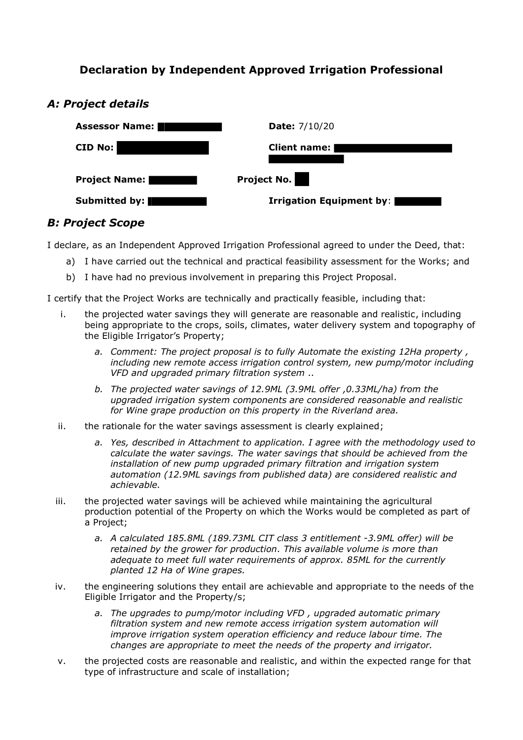# Declaration by Independent Approved Irrigation Professional

## *A: Project details*

**Assessor Name:** ███████ **Date:** 7/10/20

**CID No:** ███████ **Client name:** ███████

**Project Name:** ███████ **Project No.** ███

**Submitted by:** ███████ **Irrigation Equipment by**: ███████

## *B: Project Scope*

I declare, as an Independent Approved Irrigation Professional agreed to under the Deed, that:

a) I have carried out the technical and practical feasibility assessment for the Works; and

b) I have had no previous involvement in preparing this Project Proposal.

I certify that the Project Works are technically and practically feasible, including that:

i. the projected water savings they will generate are reasonable and realistic, including being appropriate to the crops, soils, climates, water delivery system and topography of the Eligible Irrigator's Property;

   a. *Comment: The project proposal is to fully Automate the existing 12Ha property , including new remote access irrigation control system, new pump/motor including VFD and upgraded primary filtration system ..*

   b. *The projected water savings of 12.9ML (3.9ML offer ,0.33ML/ha) from the upgraded irrigation system components are considered reasonable and realistic for Wine grape production on this property in the Riverland area.*

ii. the rationale for the water savings assessment is clearly explained;

   a. *Yes, described in Attachment to application. I agree with the methodology used to calculate the water savings. The water savings that should be achieved from the installation of new pump upgraded primary filtration and irrigation system automation (12.9ML savings from published data) are considered realistic and achievable.*

iii. the projected water savings will be achieved while maintaining the agricultural production potential of the Property on which the Works would be completed as part of a Project;

   a. *A calculated 185.8ML (189.73ML CIT class 3 entitlement -3.9ML offer) will be retained by the grower for production. This available volume is more than adequate to meet full water requirements of approx. 85ML for the currently planted 12 Ha of Wine grapes.*

iv. the engineering solutions they entail are achievable and appropriate to the needs of the Eligible Irrigator and the Property/s;

   a. *The upgrades to pump/motor including VFD , upgraded automatic primary filtration system and new remote access irrigation system automation will improve irrigation system operation efficiency and reduce labour time. The changes are appropriate to meet the needs of the property and irrigator.*

v. the projected costs are reasonable and realistic, and within the expected range for that type of infrastructure and scale of installation;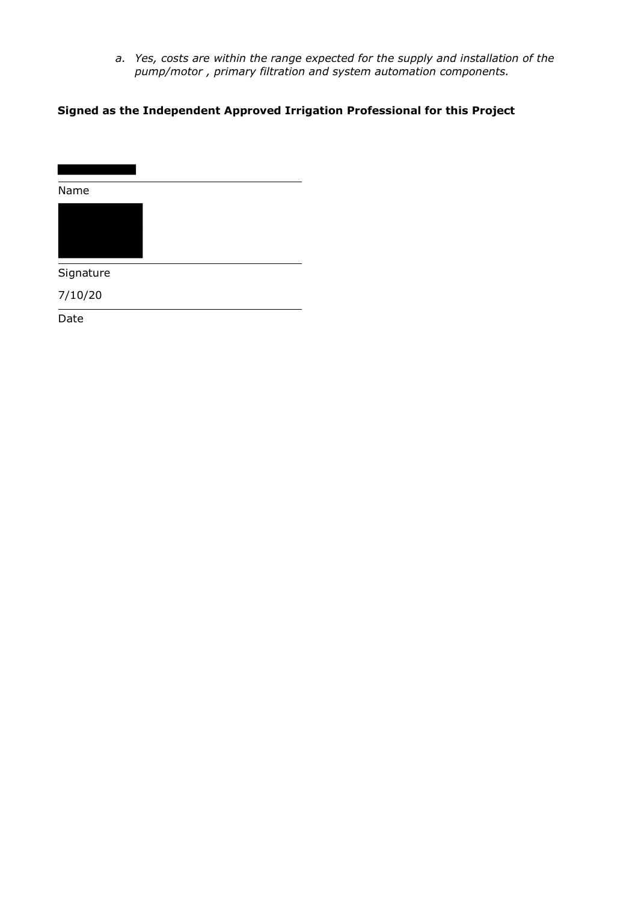a. *Yes, costs are within the range expected for the supply and installation of the pump/motor , primary filtration and system automation components.*

**Signed as the Independent Approved Irrigation Professional for this Project**

_______________________________

Name

_______________________________

Signature

7/10/20

_______________________________

Date